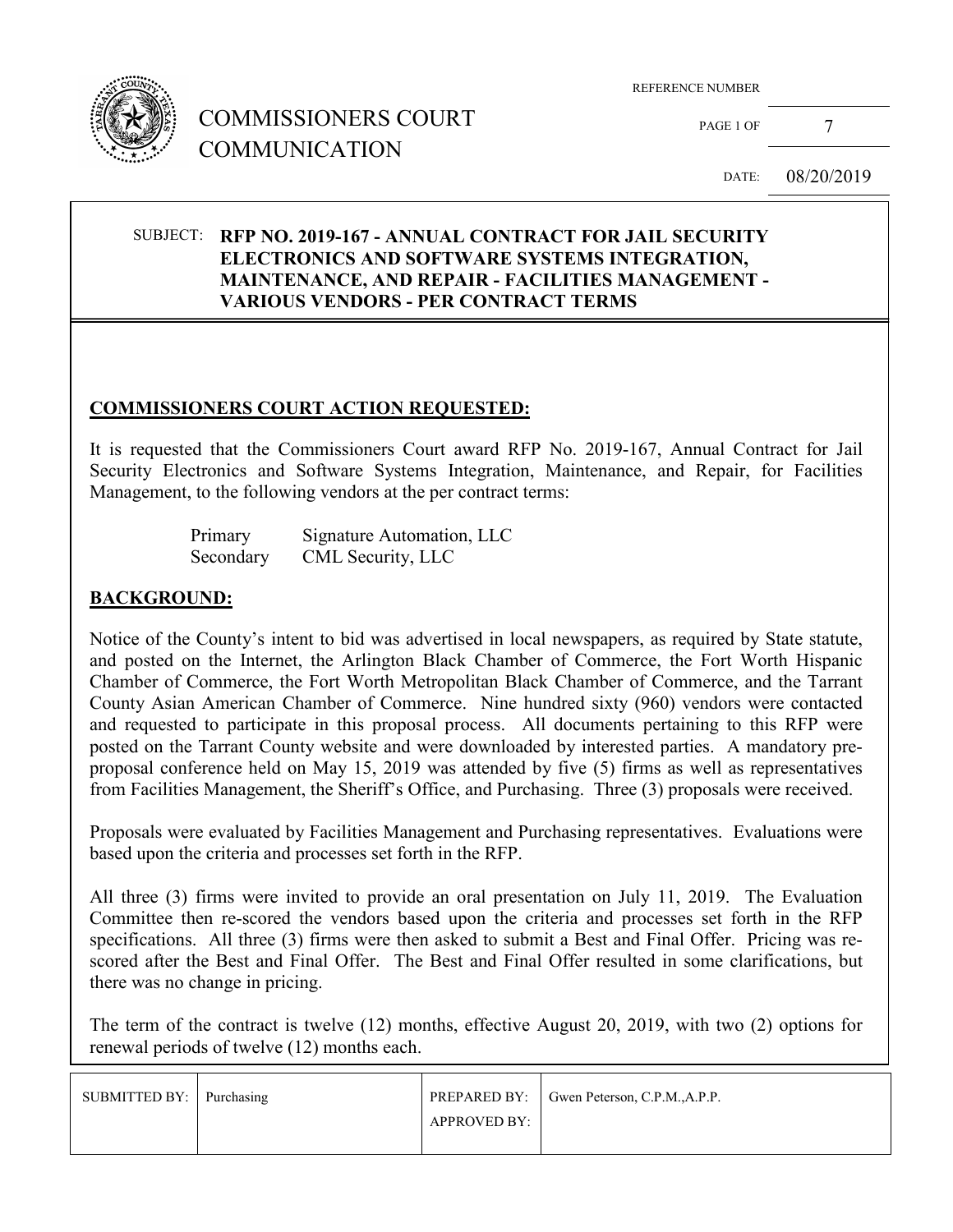# COMMISSIONERS COURT COMMUNICATION

| REFERENCE NUMBER | |
|---|---|
| PAGE 1 OF | 7 |
| DATE: | 08/20/2019 |

SUBJECT: **RFP NO. 2019-167 - ANNUAL CONTRACT FOR JAIL SECURITY ELECTRONICS AND SOFTWARE SYSTEMS INTEGRATION, MAINTENANCE, AND REPAIR - FACILITIES MANAGEMENT - VARIOUS VENDORS - PER CONTRACT TERMS**

## COMMISSIONERS COURT ACTION REQUESTED:

It is requested that the Commissioners Court award RFP No. 2019-167, Annual Contract for Jail Security Electronics and Software Systems Integration, Maintenance, and Repair, for Facilities Management, to the following vendors at the per contract terms:

| | |
|---|---|
| Primary | Signature Automation, LLC |
| Secondary | CML Security, LLC |

## BACKGROUND:

Notice of the County's intent to bid was advertised in local newspapers, as required by State statute, and posted on the Internet, the Arlington Black Chamber of Commerce, the Fort Worth Hispanic Chamber of Commerce, the Fort Worth Metropolitan Black Chamber of Commerce, and the Tarrant County Asian American Chamber of Commerce. Nine hundred sixty (960) vendors were contacted and requested to participate in this proposal process. All documents pertaining to this RFP were posted on the Tarrant County website and were downloaded by interested parties. A mandatory pre-proposal conference held on May 15, 2019 was attended by five (5) firms as well as representatives from Facilities Management, the Sheriff's Office, and Purchasing. Three (3) proposals were received.

Proposals were evaluated by Facilities Management and Purchasing representatives. Evaluations were based upon the criteria and processes set forth in the RFP.

All three (3) firms were invited to provide an oral presentation on July 11, 2019. The Evaluation Committee then re-scored the vendors based upon the criteria and processes set forth in the RFP specifications. All three (3) firms were then asked to submit a Best and Final Offer. Pricing was re-scored after the Best and Final Offer. The Best and Final Offer resulted in some clarifications, but there was no change in pricing.

The term of the contract is twelve (12) months, effective August 20, 2019, with two (2) options for renewal periods of twelve (12) months each.

| SUBMITTED BY: | Purchasing | PREPARED BY: | Gwen Peterson, C.P.M.,A.P.P. |
|---|---|---|---|
| | | APPROVED BY: | |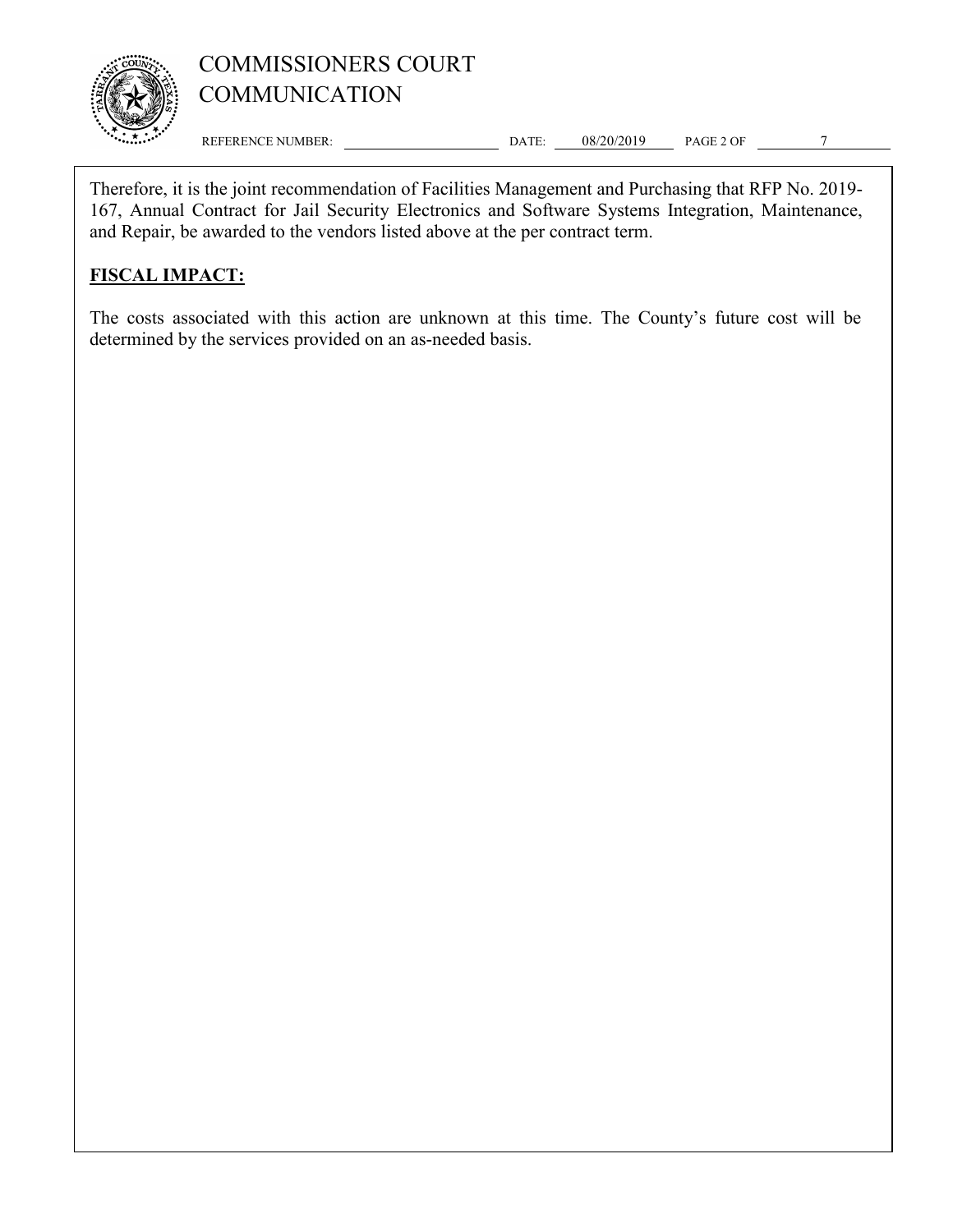Therefore, it is the joint recommendation of Facilities Management and Purchasing that RFP No. 2019-167, Annual Contract for Jail Security Electronics and Software Systems Integration, Maintenance, and Repair, be awarded to the vendors listed above at the per contract term.

**FISCAL IMPACT:**

The costs associated with this action are unknown at this time. The County's future cost will be determined by the services provided on an as-needed basis.